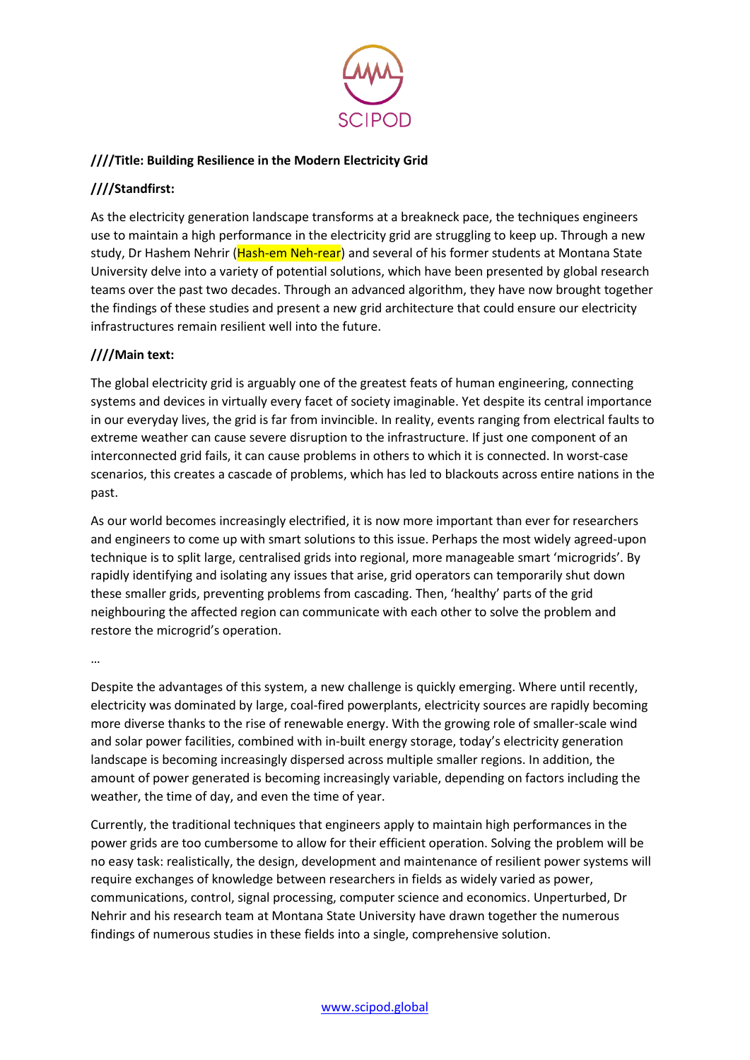**////Title: Building Resilience in the Modern Electricity Grid**

**////Standfirst:**

As the electricity generation landscape transforms at a breakneck pace, the techniques engineers use to maintain a high performance in the electricity grid are struggling to keep up. Through a new study, Dr Hashem Nehrir (Hash-em Neh-rear) and several of his former students at Montana State University delve into a variety of potential solutions, which have been presented by global research teams over the past two decades. Through an advanced algorithm, they have now brought together the findings of these studies and present a new grid architecture that could ensure our electricity infrastructures remain resilient well into the future.

**////Main text:**

The global electricity grid is arguably one of the greatest feats of human engineering, connecting systems and devices in virtually every facet of society imaginable. Yet despite its central importance in our everyday lives, the grid is far from invincible. In reality, events ranging from electrical faults to extreme weather can cause severe disruption to the infrastructure. If just one component of an interconnected grid fails, it can cause problems in others to which it is connected. In worst-case scenarios, this creates a cascade of problems, which has led to blackouts across entire nations in the past.

As our world becomes increasingly electrified, it is now more important than ever for researchers and engineers to come up with smart solutions to this issue. Perhaps the most widely agreed-upon technique is to split large, centralised grids into regional, more manageable smart 'microgrids'. By rapidly identifying and isolating any issues that arise, grid operators can temporarily shut down these smaller grids, preventing problems from cascading. Then, 'healthy' parts of the grid neighbouring the affected region can communicate with each other to solve the problem and restore the microgrid's operation.

…

Despite the advantages of this system, a new challenge is quickly emerging. Where until recently, electricity was dominated by large, coal-fired powerplants, electricity sources are rapidly becoming more diverse thanks to the rise of renewable energy. With the growing role of smaller-scale wind and solar power facilities, combined with in-built energy storage, today's electricity generation landscape is becoming increasingly dispersed across multiple smaller regions. In addition, the amount of power generated is becoming increasingly variable, depending on factors including the weather, the time of day, and even the time of year.

Currently, the traditional techniques that engineers apply to maintain high performances in the power grids are too cumbersome to allow for their efficient operation. Solving the problem will be no easy task: realistically, the design, development and maintenance of resilient power systems will require exchanges of knowledge between researchers in fields as widely varied as power, communications, control, signal processing, computer science and economics. Unperturbed, Dr Nehrir and his research team at Montana State University have drawn together the numerous findings of numerous studies in these fields into a single, comprehensive solution.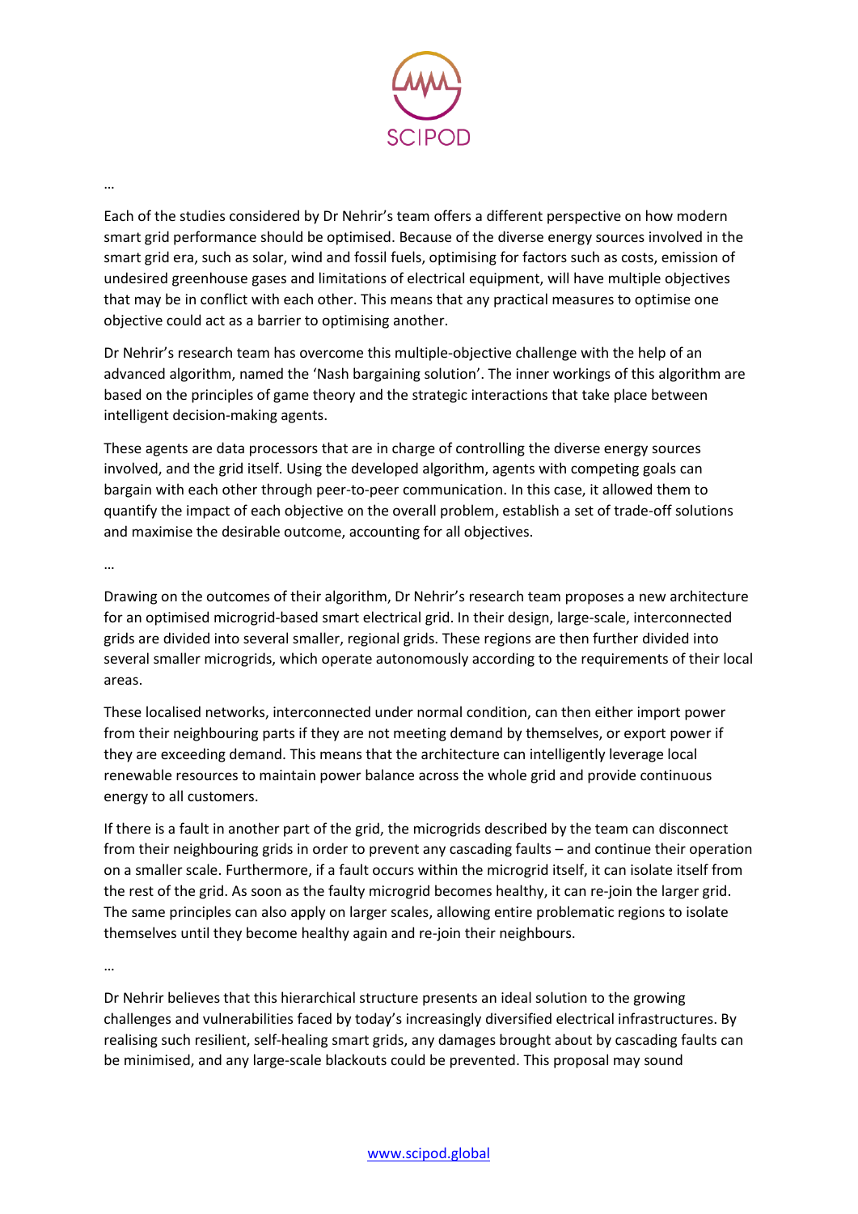…

Each of the studies considered by Dr Nehrir's team offers a different perspective on how modern smart grid performance should be optimised. Because of the diverse energy sources involved in the smart grid era, such as solar, wind and fossil fuels, optimising for factors such as costs, emission of undesired greenhouse gases and limitations of electrical equipment, will have multiple objectives that may be in conflict with each other. This means that any practical measures to optimise one objective could act as a barrier to optimising another.

Dr Nehrir's research team has overcome this multiple-objective challenge with the help of an advanced algorithm, named the 'Nash bargaining solution'. The inner workings of this algorithm are based on the principles of game theory and the strategic interactions that take place between intelligent decision-making agents.

These agents are data processors that are in charge of controlling the diverse energy sources involved, and the grid itself. Using the developed algorithm, agents with competing goals can bargain with each other through peer-to-peer communication. In this case, it allowed them to quantify the impact of each objective on the overall problem, establish a set of trade-off solutions and maximise the desirable outcome, accounting for all objectives.

…

Drawing on the outcomes of their algorithm, Dr Nehrir's research team proposes a new architecture for an optimised microgrid-based smart electrical grid. In their design, large-scale, interconnected grids are divided into several smaller, regional grids. These regions are then further divided into several smaller microgrids, which operate autonomously according to the requirements of their local areas.

These localised networks, interconnected under normal condition, can then either import power from their neighbouring parts if they are not meeting demand by themselves, or export power if they are exceeding demand. This means that the architecture can intelligently leverage local renewable resources to maintain power balance across the whole grid and provide continuous energy to all customers.

If there is a fault in another part of the grid, the microgrids described by the team can disconnect from their neighbouring grids in order to prevent any cascading faults – and continue their operation on a smaller scale. Furthermore, if a fault occurs within the microgrid itself, it can isolate itself from the rest of the grid. As soon as the faulty microgrid becomes healthy, it can re-join the larger grid. The same principles can also apply on larger scales, allowing entire problematic regions to isolate themselves until they become healthy again and re-join their neighbours.

…

Dr Nehrir believes that this hierarchical structure presents an ideal solution to the growing challenges and vulnerabilities faced by today's increasingly diversified electrical infrastructures. By realising such resilient, self-healing smart grids, any damages brought about by cascading faults can be minimised, and any large-scale blackouts could be prevented. This proposal may sound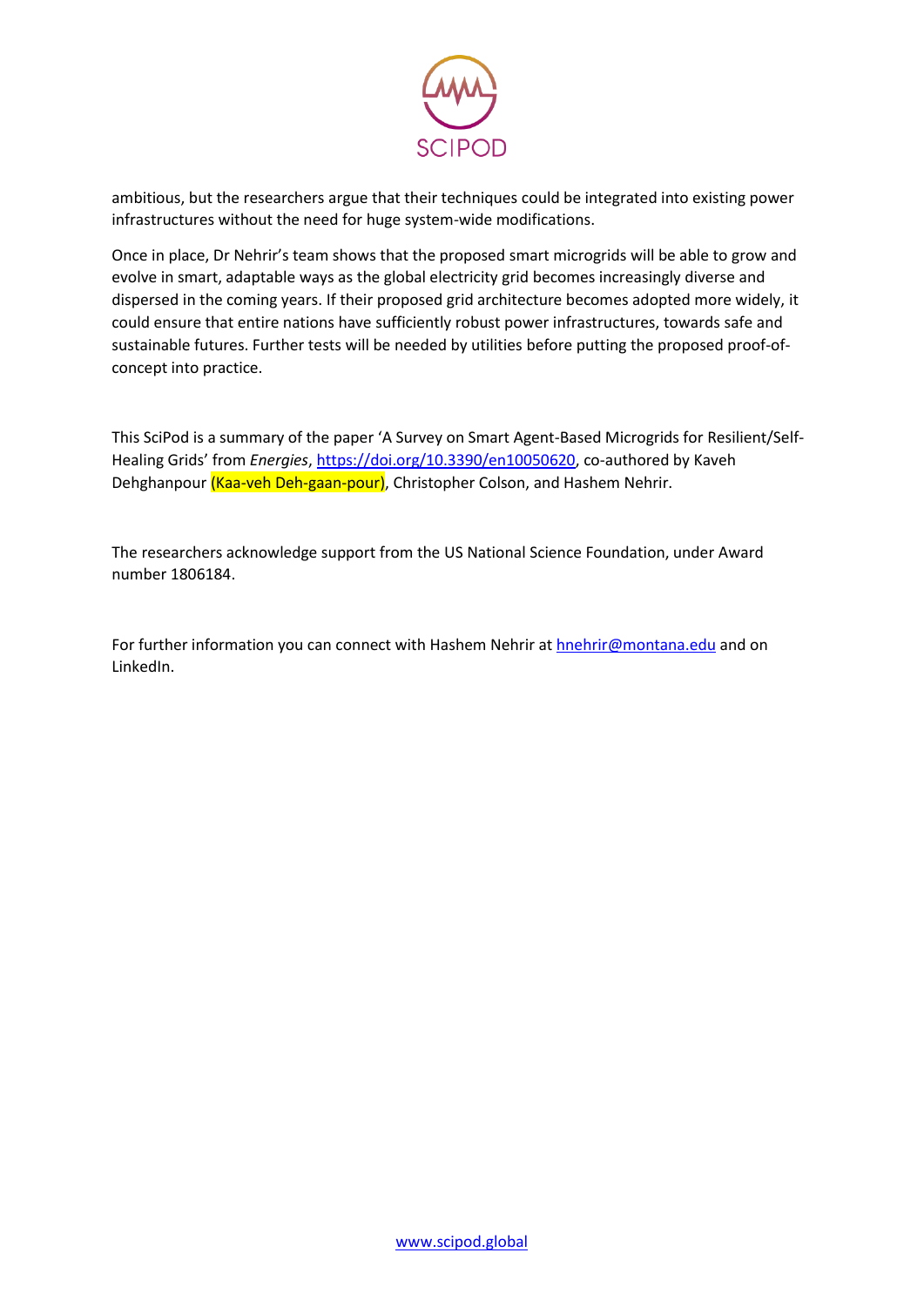ambitious, but the researchers argue that their techniques could be integrated into existing power infrastructures without the need for huge system-wide modifications.

Once in place, Dr Nehrir's team shows that the proposed smart microgrids will be able to grow and evolve in smart, adaptable ways as the global electricity grid becomes increasingly diverse and dispersed in the coming years. If their proposed grid architecture becomes adopted more widely, it could ensure that entire nations have sufficiently robust power infrastructures, towards safe and sustainable futures. Further tests will be needed by utilities before putting the proposed proof-of-concept into practice.

This SciPod is a summary of the paper 'A Survey on Smart Agent-Based Microgrids for Resilient/Self-Healing Grids' from *Energies*, https://doi.org/10.3390/en10050620, co-authored by Kaveh Dehghanpour (Kaa-veh Deh-gaan-pour), Christopher Colson, and Hashem Nehrir.

The researchers acknowledge support from the US National Science Foundation, under Award number 1806184.

For further information you can connect with Hashem Nehrir at hnehrir@montana.edu and on LinkedIn.